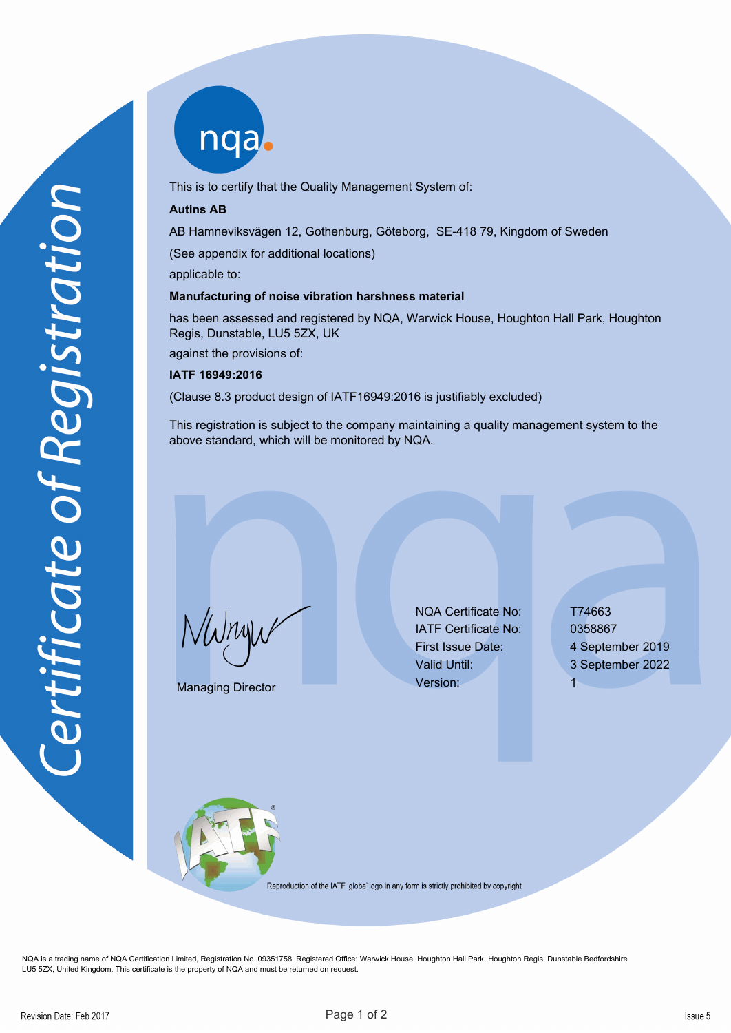# Certificate of Registration

nqa

This is to certify that the Quality Management System of:

**Autins AB**

AB Hamneviksvägen 12, Gothenburg, Göteborg, SE-418 79, Kingdom of Sweden

(See appendix for additional locations)

applicable to:

**Manufacturing of noise vibration harshness material**

has been assessed and registered by NQA, Warwick House, Houghton Hall Park, Houghton Regis, Dunstable, LU5 5ZX, UK

against the provisions of:

**IATF 16949:2016**

(Clause 8.3 product design of IATF16949:2016 is justifiably excluded)

This registration is subject to the company maintaining a quality management system to the above standard, which will be monitored by NQA.

Managing Director

| | |
|---|---|
| NQA Certificate No: | T74663 |
| IATF Certificate No: | 0358867 |
| First Issue Date: | 4 September 2019 |
| Valid Until: | 3 September 2022 |
| Version: | 1 |

Reproduction of the IATF 'globe' logo in any form is strictly prohibited by copyright

NQA is a trading name of NQA Certification Limited, Registration No. 09351758. Registered Office: Warwick House, Houghton Hall Park, Houghton Regis, Dunstable Bedfordshire LU5 5ZX, United Kingdom. This certificate is the property of NQA and must be returned on request.

Revision Date: Feb 2017

Issue 5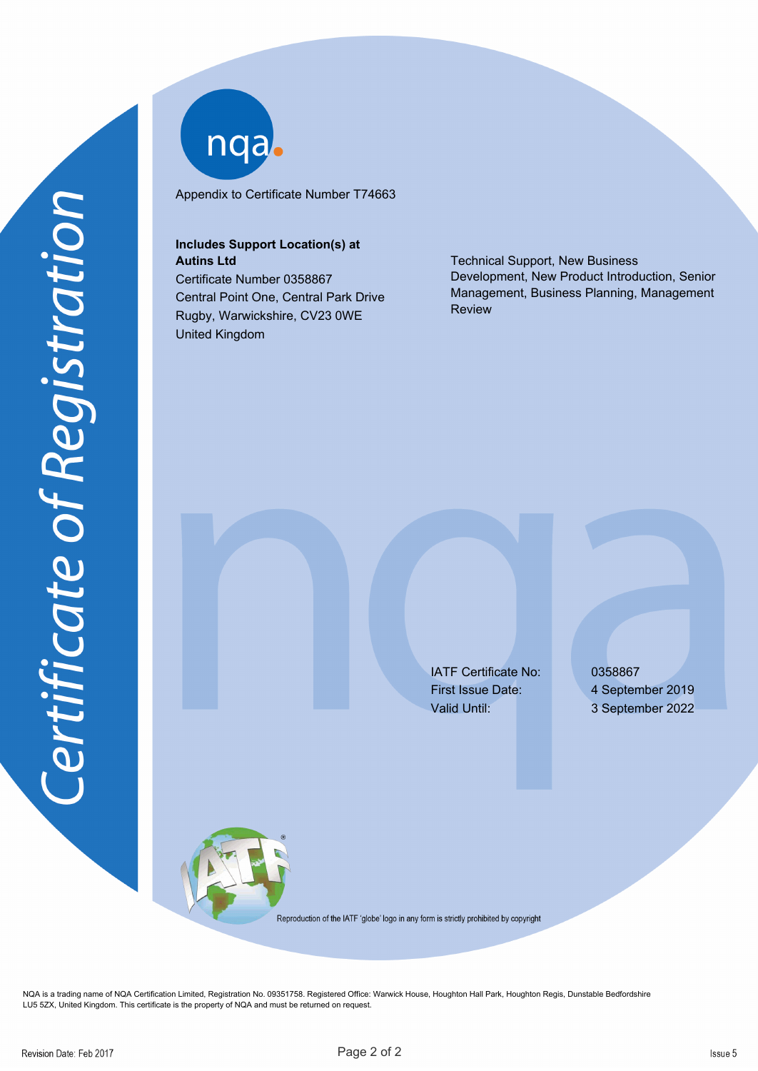# Certificate of Registration

Appendix to Certificate Number T74663

**Includes Support Location(s) at**
**Autins Ltd**
Certificate Number 0358867
Central Point One, Central Park Drive
Rugby, Warwickshire, CV23 0WE
United Kingdom

Technical Support, New Business Development, New Product Introduction, Senior Management, Business Planning, Management Review

| | |
|---|---|
| IATF Certificate No: | 0358867 |
| First Issue Date: | 4 September 2019 |
| Valid Until: | 3 September 2022 |

Reproduction of the IATF 'globe' logo in any form is strictly prohibited by copyright

NQA is a trading name of NQA Certification Limited, Registration No. 09351758. Registered Office: Warwick House, Houghton Hall Park, Houghton Regis, Dunstable Bedfordshire LU5 5ZX, United Kingdom. This certificate is the property of NQA and must be returned on request.

Revision Date: Feb 2017

Issue 5